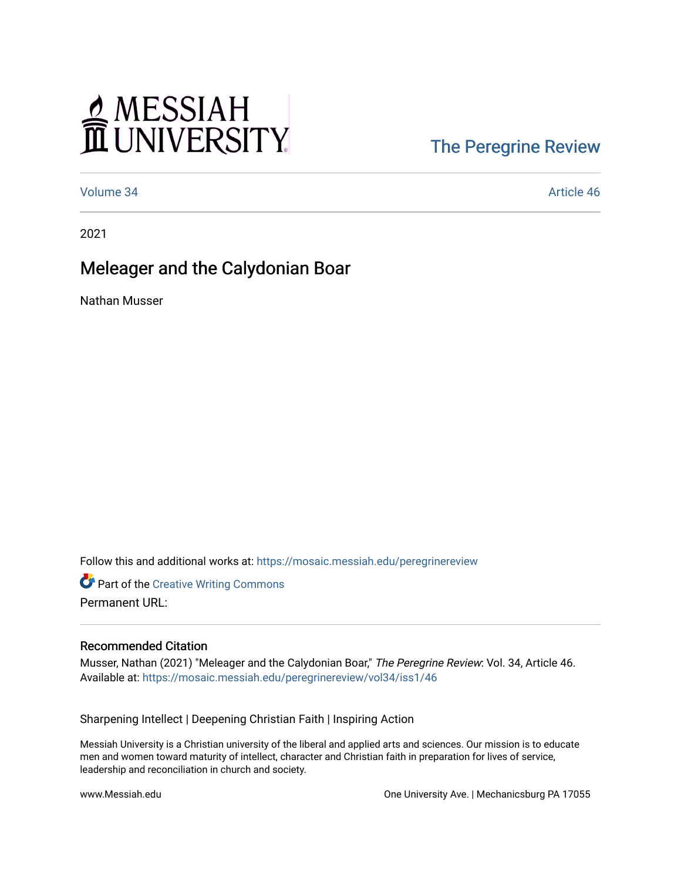MESSIAH UNIVERSITY

The Peregrine Review

Volume 34 | Article 46

2021

# Meleager and the Calydonian Boar

Nathan Musser

Follow this and additional works at: https://mosaic.messiah.edu/peregrinereview

Part of the Creative Writing Commons

Permanent URL:

## Recommended Citation

Musser, Nathan (2021) "Meleager and the Calydonian Boar," *The Peregrine Review*: Vol. 34, Article 46.
Available at: https://mosaic.messiah.edu/peregrinereview/vol34/iss1/46

Sharpening Intellect | Deepening Christian Faith | Inspiring Action

Messiah University is a Christian university of the liberal and applied arts and sciences. Our mission is to educate men and women toward maturity of intellect, character and Christian faith in preparation for lives of service, leadership and reconciliation in church and society.

www.Messiah.edu

One University Ave. | Mechanicsburg PA 17055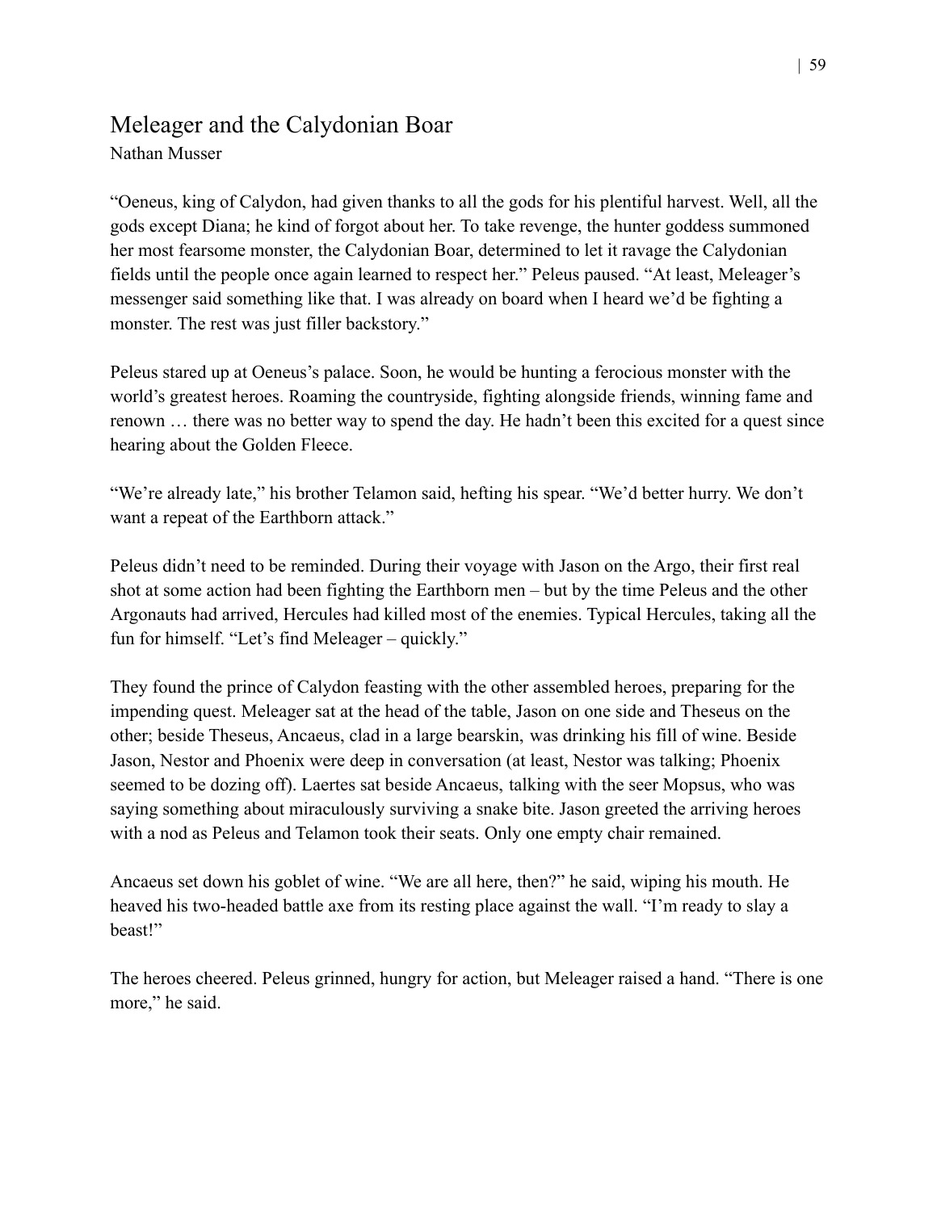# Meleager and the Calydonian Boar

Nathan Musser

"Oeneus, king of Calydon, had given thanks to all the gods for his plentiful harvest. Well, all the gods except Diana; he kind of forgot about her. To take revenge, the hunter goddess summoned her most fearsome monster, the Calydonian Boar, determined to let it ravage the Calydonian fields until the people once again learned to respect her." Peleus paused. "At least, Meleager's messenger said something like that. I was already on board when I heard we'd be fighting a monster. The rest was just filler backstory."

Peleus stared up at Oeneus's palace. Soon, he would be hunting a ferocious monster with the world's greatest heroes. Roaming the countryside, fighting alongside friends, winning fame and renown … there was no better way to spend the day. He hadn't been this excited for a quest since hearing about the Golden Fleece.

"We're already late," his brother Telamon said, hefting his spear. "We'd better hurry. We don't want a repeat of the Earthborn attack."

Peleus didn't need to be reminded. During their voyage with Jason on the Argo, their first real shot at some action had been fighting the Earthborn men – but by the time Peleus and the other Argonauts had arrived, Hercules had killed most of the enemies. Typical Hercules, taking all the fun for himself. "Let's find Meleager – quickly."

They found the prince of Calydon feasting with the other assembled heroes, preparing for the impending quest. Meleager sat at the head of the table, Jason on one side and Theseus on the other; beside Theseus, Ancaeus, clad in a large bearskin, was drinking his fill of wine. Beside Jason, Nestor and Phoenix were deep in conversation (at least, Nestor was talking; Phoenix seemed to be dozing off). Laertes sat beside Ancaeus, talking with the seer Mopsus, who was saying something about miraculously surviving a snake bite. Jason greeted the arriving heroes with a nod as Peleus and Telamon took their seats. Only one empty chair remained.

Ancaeus set down his goblet of wine. "We are all here, then?" he said, wiping his mouth. He heaved his two-headed battle axe from its resting place against the wall. "I'm ready to slay a beast!"

The heroes cheered. Peleus grinned, hungry for action, but Meleager raised a hand. "There is one more," he said.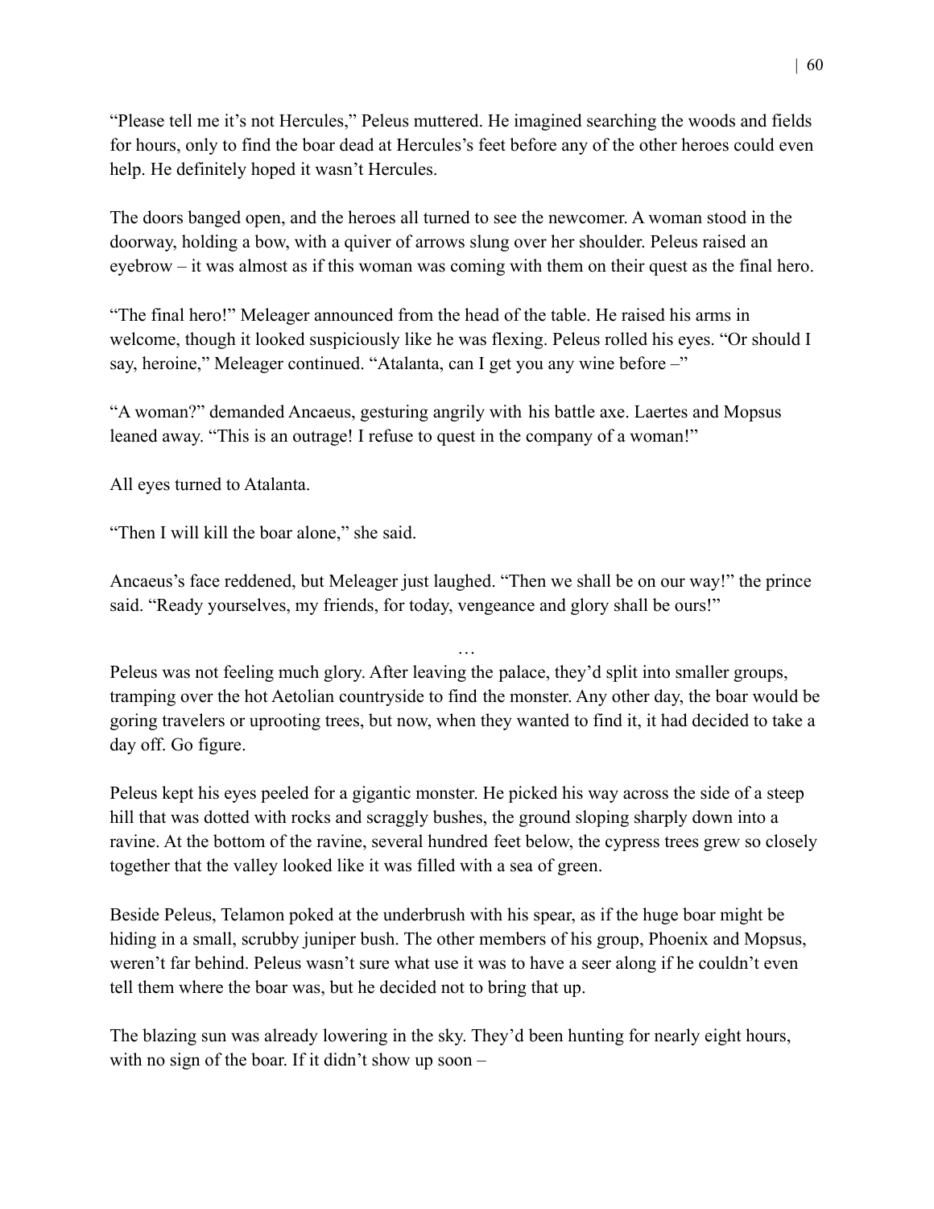“Please tell me it’s not Hercules,” Peleus muttered. He imagined searching the woods and fields for hours, only to find the boar dead at Hercules’s feet before any of the other heroes could even help. He definitely hoped it wasn’t Hercules.

The doors banged open, and the heroes all turned to see the newcomer. A woman stood in the doorway, holding a bow, with a quiver of arrows slung over her shoulder. Peleus raised an eyebrow – it was almost as if this woman was coming with them on their quest as the final hero.

“The final hero!” Meleager announced from the head of the table. He raised his arms in welcome, though it looked suspiciously like he was flexing. Peleus rolled his eyes. “Or should I say, heroine,” Meleager continued. “Atalanta, can I get you any wine before –”

“A woman?” demanded Ancaeus, gesturing angrily with his battle axe. Laertes and Mopsus leaned away. “This is an outrage! I refuse to quest in the company of a woman!”

All eyes turned to Atalanta.

“Then I will kill the boar alone,” she said.

Ancaeus’s face reddened, but Meleager just laughed. “Then we shall be on our way!” the prince said. “Ready yourselves, my friends, for today, vengeance and glory shall be ours!”

…

Peleus was not feeling much glory. After leaving the palace, they’d split into smaller groups, tramping over the hot Aetolian countryside to find the monster. Any other day, the boar would be goring travelers or uprooting trees, but now, when they wanted to find it, it had decided to take a day off. Go figure.

Peleus kept his eyes peeled for a gigantic monster. He picked his way across the side of a steep hill that was dotted with rocks and scraggly bushes, the ground sloping sharply down into a ravine. At the bottom of the ravine, several hundred feet below, the cypress trees grew so closely together that the valley looked like it was filled with a sea of green.

Beside Peleus, Telamon poked at the underbrush with his spear, as if the huge boar might be hiding in a small, scrubby juniper bush. The other members of his group, Phoenix and Mopsus, weren’t far behind. Peleus wasn’t sure what use it was to have a seer along if he couldn’t even tell them where the boar was, but he decided not to bring that up.

The blazing sun was already lowering in the sky. They’d been hunting for nearly eight hours, with no sign of the boar. If it didn’t show up soon –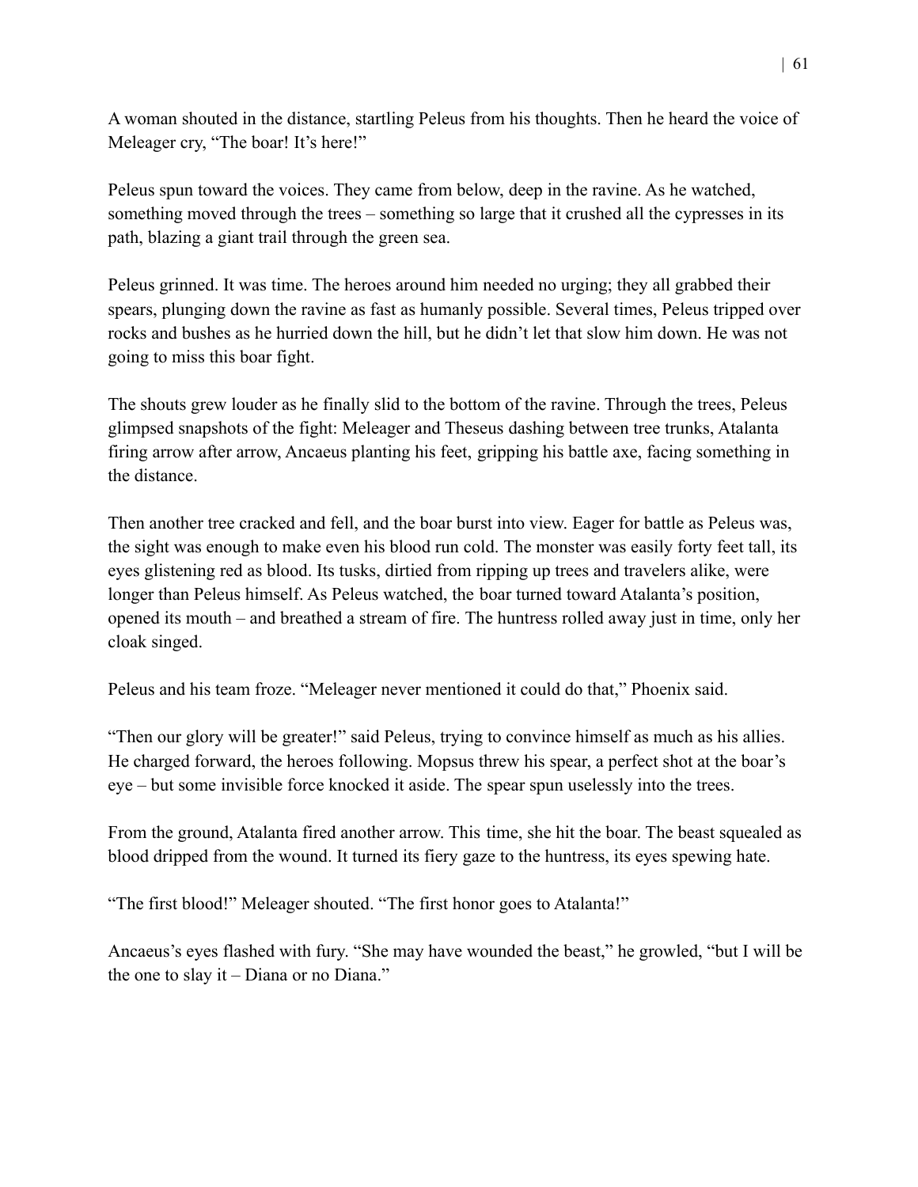A woman shouted in the distance, startling Peleus from his thoughts. Then he heard the voice of Meleager cry, "The boar! It's here!"

Peleus spun toward the voices. They came from below, deep in the ravine. As he watched, something moved through the trees – something so large that it crushed all the cypresses in its path, blazing a giant trail through the green sea.

Peleus grinned. It was time. The heroes around him needed no urging; they all grabbed their spears, plunging down the ravine as fast as humanly possible. Several times, Peleus tripped over rocks and bushes as he hurried down the hill, but he didn't let that slow him down. He was not going to miss this boar fight.

The shouts grew louder as he finally slid to the bottom of the ravine. Through the trees, Peleus glimpsed snapshots of the fight: Meleager and Theseus dashing between tree trunks, Atalanta firing arrow after arrow, Ancaeus planting his feet, gripping his battle axe, facing something in the distance.

Then another tree cracked and fell, and the boar burst into view. Eager for battle as Peleus was, the sight was enough to make even his blood run cold. The monster was easily forty feet tall, its eyes glistening red as blood. Its tusks, dirtied from ripping up trees and travelers alike, were longer than Peleus himself. As Peleus watched, the boar turned toward Atalanta's position, opened its mouth – and breathed a stream of fire. The huntress rolled away just in time, only her cloak singed.

Peleus and his team froze. "Meleager never mentioned it could do that," Phoenix said.

"Then our glory will be greater!" said Peleus, trying to convince himself as much as his allies. He charged forward, the heroes following. Mopsus threw his spear, a perfect shot at the boar's eye – but some invisible force knocked it aside. The spear spun uselessly into the trees.

From the ground, Atalanta fired another arrow. This time, she hit the boar. The beast squealed as blood dripped from the wound. It turned its fiery gaze to the huntress, its eyes spewing hate.

"The first blood!" Meleager shouted. "The first honor goes to Atalanta!"

Ancaeus's eyes flashed with fury. "She may have wounded the beast," he growled, "but I will be the one to slay it – Diana or no Diana."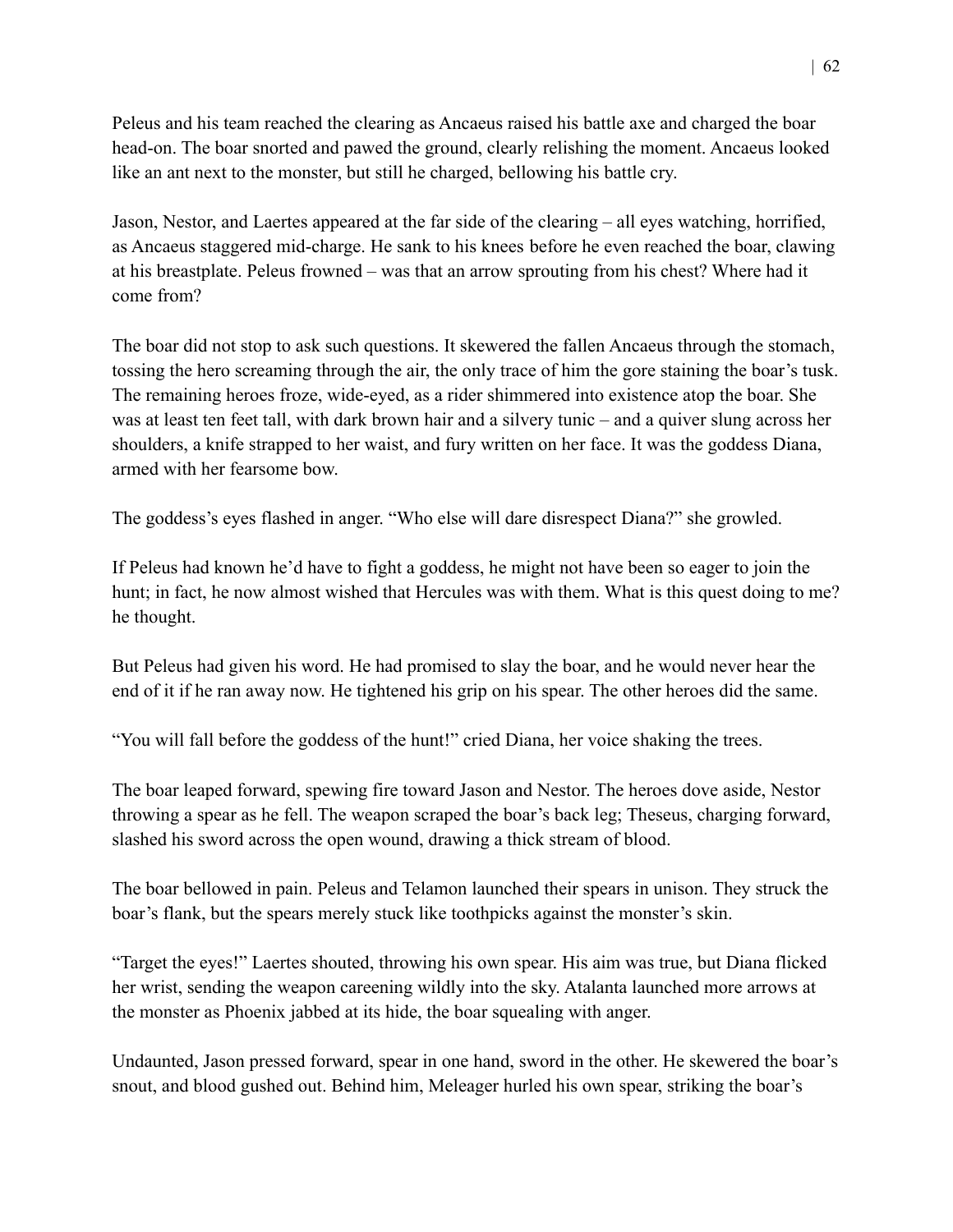Peleus and his team reached the clearing as Ancaeus raised his battle axe and charged the boar head-on. The boar snorted and pawed the ground, clearly relishing the moment. Ancaeus looked like an ant next to the monster, but still he charged, bellowing his battle cry.

Jason, Nestor, and Laertes appeared at the far side of the clearing – all eyes watching, horrified, as Ancaeus staggered mid-charge. He sank to his knees before he even reached the boar, clawing at his breastplate. Peleus frowned – was that an arrow sprouting from his chest? Where had it come from?

The boar did not stop to ask such questions. It skewered the fallen Ancaeus through the stomach, tossing the hero screaming through the air, the only trace of him the gore staining the boar's tusk. The remaining heroes froze, wide-eyed, as a rider shimmered into existence atop the boar. She was at least ten feet tall, with dark brown hair and a silvery tunic – and a quiver slung across her shoulders, a knife strapped to her waist, and fury written on her face. It was the goddess Diana, armed with her fearsome bow.

The goddess's eyes flashed in anger. "Who else will dare disrespect Diana?" she growled.

If Peleus had known he'd have to fight a goddess, he might not have been so eager to join the hunt; in fact, he now almost wished that Hercules was with them. What is this quest doing to me? he thought.

But Peleus had given his word. He had promised to slay the boar, and he would never hear the end of it if he ran away now. He tightened his grip on his spear. The other heroes did the same.

"You will fall before the goddess of the hunt!" cried Diana, her voice shaking the trees.

The boar leaped forward, spewing fire toward Jason and Nestor. The heroes dove aside, Nestor throwing a spear as he fell. The weapon scraped the boar's back leg; Theseus, charging forward, slashed his sword across the open wound, drawing a thick stream of blood.

The boar bellowed in pain. Peleus and Telamon launched their spears in unison. They struck the boar's flank, but the spears merely stuck like toothpicks against the monster's skin.

"Target the eyes!" Laertes shouted, throwing his own spear. His aim was true, but Diana flicked her wrist, sending the weapon careening wildly into the sky. Atalanta launched more arrows at the monster as Phoenix jabbed at its hide, the boar squealing with anger.

Undaunted, Jason pressed forward, spear in one hand, sword in the other. He skewered the boar's snout, and blood gushed out. Behind him, Meleager hurled his own spear, striking the boar's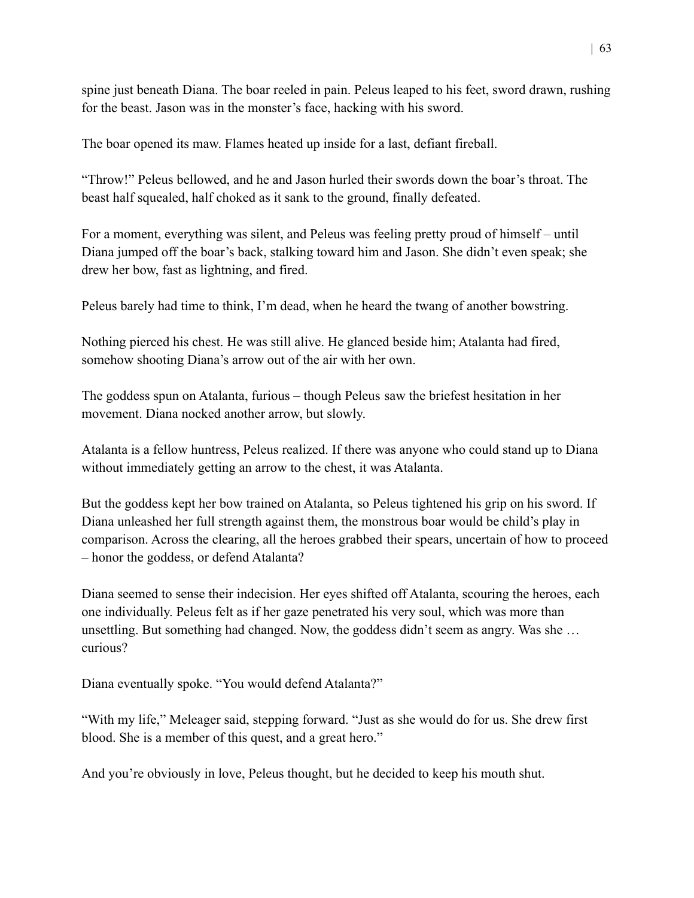spine just beneath Diana. The boar reeled in pain. Peleus leaped to his feet, sword drawn, rushing for the beast. Jason was in the monster's face, hacking with his sword.

The boar opened its maw. Flames heated up inside for a last, defiant fireball.

"Throw!" Peleus bellowed, and he and Jason hurled their swords down the boar's throat. The beast half squealed, half choked as it sank to the ground, finally defeated.

For a moment, everything was silent, and Peleus was feeling pretty proud of himself – until Diana jumped off the boar's back, stalking toward him and Jason. She didn't even speak; she drew her bow, fast as lightning, and fired.

Peleus barely had time to think, I'm dead, when he heard the twang of another bowstring.

Nothing pierced his chest. He was still alive. He glanced beside him; Atalanta had fired, somehow shooting Diana's arrow out of the air with her own.

The goddess spun on Atalanta, furious – though Peleus saw the briefest hesitation in her movement. Diana nocked another arrow, but slowly.

Atalanta is a fellow huntress, Peleus realized. If there was anyone who could stand up to Diana without immediately getting an arrow to the chest, it was Atalanta.

But the goddess kept her bow trained on Atalanta, so Peleus tightened his grip on his sword. If Diana unleashed her full strength against them, the monstrous boar would be child's play in comparison. Across the clearing, all the heroes grabbed their spears, uncertain of how to proceed – honor the goddess, or defend Atalanta?

Diana seemed to sense their indecision. Her eyes shifted off Atalanta, scouring the heroes, each one individually. Peleus felt as if her gaze penetrated his very soul, which was more than unsettling. But something had changed. Now, the goddess didn't seem as angry. Was she … curious?

Diana eventually spoke. "You would defend Atalanta?"

"With my life," Meleager said, stepping forward. "Just as she would do for us. She drew first blood. She is a member of this quest, and a great hero."

And you're obviously in love, Peleus thought, but he decided to keep his mouth shut.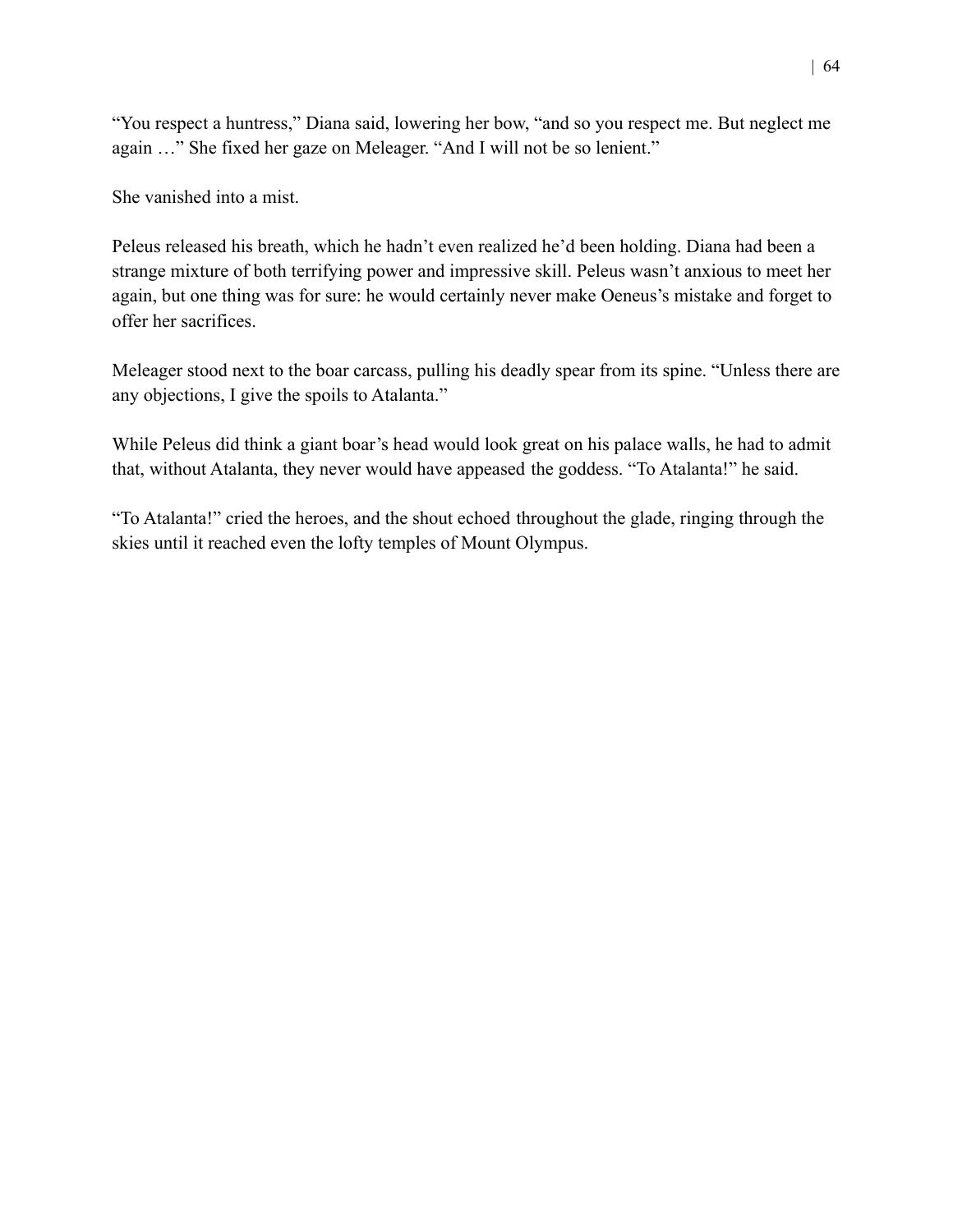"You respect a huntress," Diana said, lowering her bow, "and so you respect me. But neglect me again …" She fixed her gaze on Meleager. "And I will not be so lenient."

She vanished into a mist.

Peleus released his breath, which he hadn't even realized he'd been holding. Diana had been a strange mixture of both terrifying power and impressive skill. Peleus wasn't anxious to meet her again, but one thing was for sure: he would certainly never make Oeneus's mistake and forget to offer her sacrifices.

Meleager stood next to the boar carcass, pulling his deadly spear from its spine. "Unless there are any objections, I give the spoils to Atalanta."

While Peleus did think a giant boar's head would look great on his palace walls, he had to admit that, without Atalanta, they never would have appeased the goddess. "To Atalanta!" he said.

"To Atalanta!" cried the heroes, and the shout echoed throughout the glade, ringing through the skies until it reached even the lofty temples of Mount Olympus.